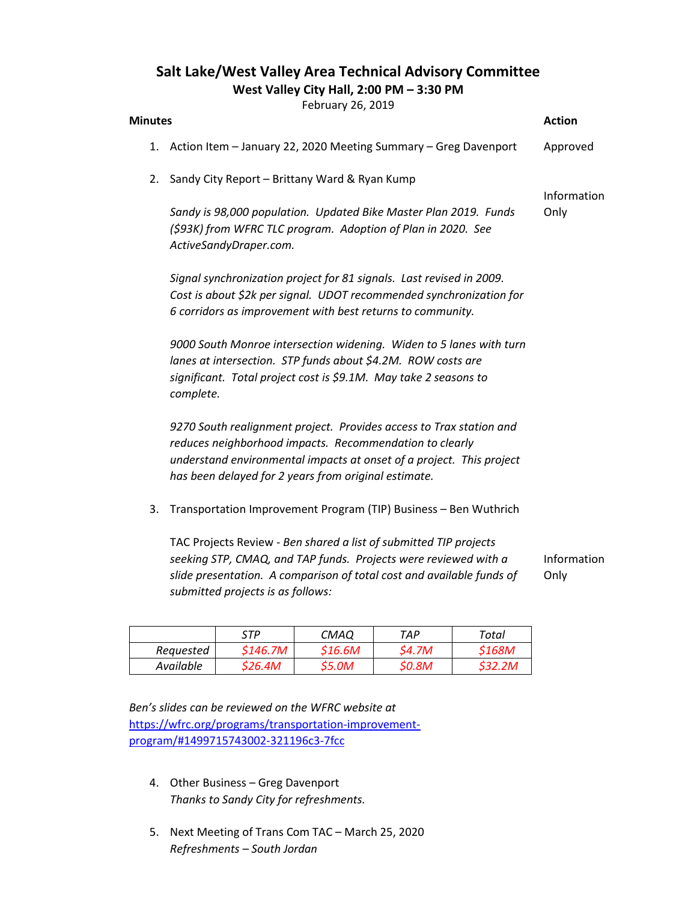# Salt Lake/West Valley Area Technical Advisory Committee

## West Valley City Hall, 2:00 PM – 3:30 PM

February 26, 2019

**Minutes** | **Action**

1. Action Item – January 22, 2020 Meeting Summary – Greg Davenport — Approved

2. Sandy City Report – Brittany Ward & Ryan Kump — Information Only

   *Sandy is 98,000 population. Updated Bike Master Plan 2019. Funds ($93K) from WFRC TLC program. Adoption of Plan in 2020. See ActiveSandyDraper.com.*

   *Signal synchronization project for 81 signals. Last revised in 2009. Cost is about $2k per signal. UDOT recommended synchronization for 6 corridors as improvement with best returns to community.*

   *9000 South Monroe intersection widening. Widen to 5 lanes with turn lanes at intersection. STP funds about $4.2M. ROW costs are significant. Total project cost is $9.1M. May take 2 seasons to complete.*

   *9270 South realignment project. Provides access to Trax station and reduces neighborhood impacts. Recommendation to clearly understand environmental impacts at onset of a project. This project has been delayed for 2 years from original estimate.*

3. Transportation Improvement Program (TIP) Business – Ben Wuthrich — Information Only

   TAC Projects Review - *Ben shared a list of submitted TIP projects seeking STP, CMAQ, and TAP funds. Projects were reviewed with a slide presentation. A comparison of total cost and available funds of submitted projects is as follows:*

| | *STP* | *CMAQ* | *TAP* | *Total* |
|---|---|---|---|---|
| *Requested* | *$146.7M* | *$16.6M* | *$4.7M* | *$168M* |
| *Available* | *$26.4M* | *$5.0M* | *$0.8M* | *$32.2M* |

*Ben's slides can be reviewed on the WFRC website at* [https://wfrc.org/programs/transportation-improvement-program/#1499715743002-321196c3-7fcc](https://wfrc.org/programs/transportation-improvement-program/#1499715743002-321196c3-7fcc)

4. Other Business – Greg Davenport
   *Thanks to Sandy City for refreshments.*

5. Next Meeting of Trans Com TAC – March 25, 2020
   *Refreshments – South Jordan*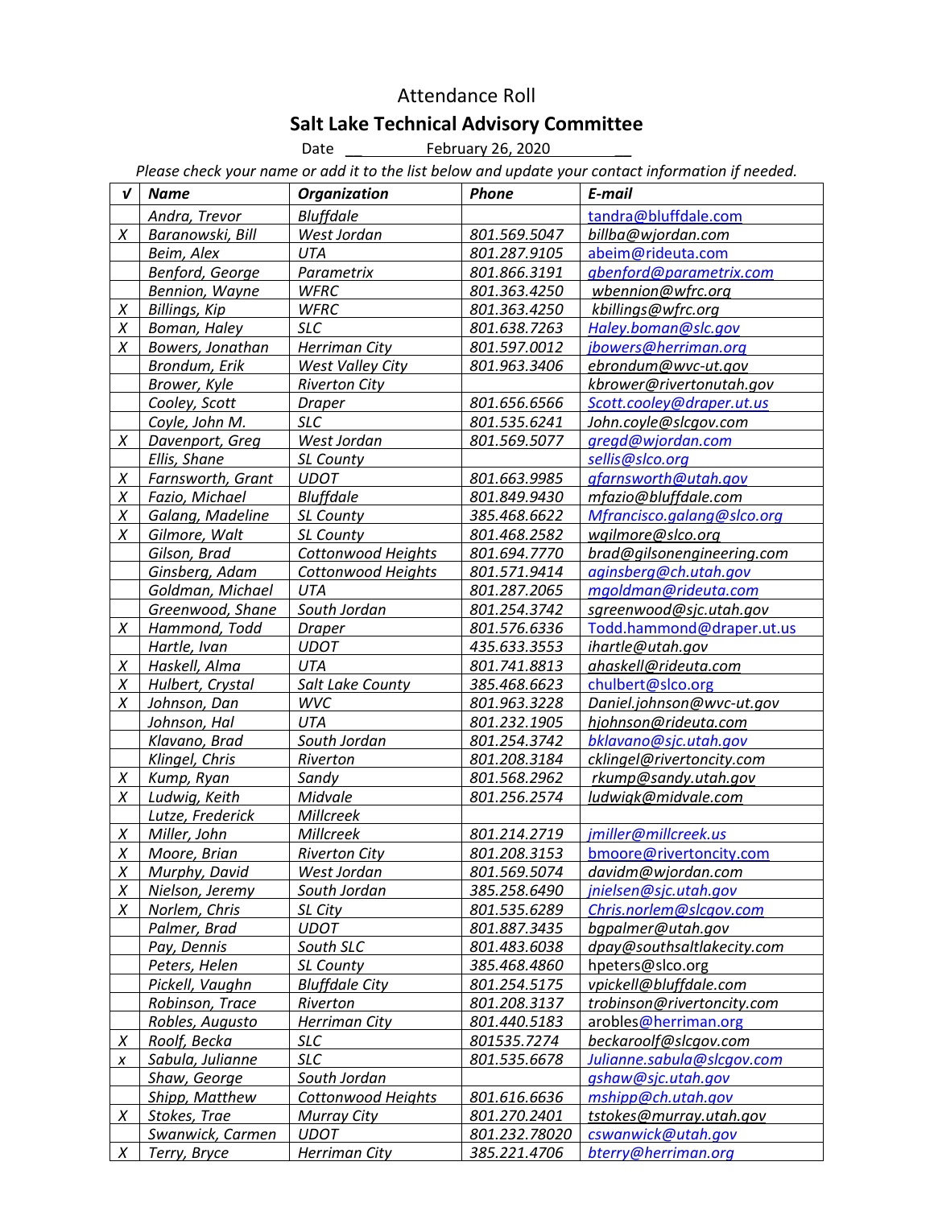Attendance Roll

## Salt Lake Technical Advisory Committee

Date __ February 26, 2020 __

*Please check your name or add it to the list below and update your contact information if needed.*

| √ | Name | Organization | Phone | E-mail |
|---|---|---|---|---|
| | Andra, Trevor | Bluffdale | | tandra@bluffdale.com |
| X | Baranowski, Bill | West Jordan | 801.569.5047 | billba@wjordan.com |
| | Beim, Alex | UTA | 801.287.9105 | abeim@rideuta.com |
| | Benford, George | Parametrix | 801.866.3191 | gbenford@parametrix.com |
| | Bennion, Wayne | WFRC | 801.363.4250 | wbennion@wfrc.org |
| X | Billings, Kip | WFRC | 801.363.4250 | kbillings@wfrc.org |
| X | Boman, Haley | SLC | 801.638.7263 | Haley.boman@slc.gov |
| X | Bowers, Jonathan | Herriman City | 801.597.0012 | jbowers@herriman.org |
| | Brondum, Erik | West Valley City | 801.963.3406 | ebrondum@wvc-ut.gov |
| | Brower, Kyle | Riverton City | | kbrower@rivertonutah.gov |
| | Cooley, Scott | Draper | 801.656.6566 | Scott.cooley@draper.ut.us |
| | Coyle, John M. | SLC | 801.535.6241 | John.coyle@slcgov.com |
| X | Davenport, Greg | West Jordan | 801.569.5077 | gregd@wjordan.com |
| | Ellis, Shane | SL County | | sellis@slco.org |
| X | Farnsworth, Grant | UDOT | 801.663.9985 | gfarnsworth@utah.gov |
| X | Fazio, Michael | Bluffdale | 801.849.9430 | mfazio@bluffdale.com |
| X | Galang, Madeline | SL County | 385.468.6622 | Mfrancisco.galang@slco.org |
| X | Gilmore, Walt | SL County | 801.468.2582 | wgilmore@slco.org |
| | Gilson, Brad | Cottonwood Heights | 801.694.7770 | brad@gilsonengineering.com |
| | Ginsberg, Adam | Cottonwood Heights | 801.571.9414 | aginsberg@ch.utah.gov |
| | Goldman, Michael | UTA | 801.287.2065 | mgoldman@rideuta.com |
| | Greenwood, Shane | South Jordan | 801.254.3742 | sgreenwood@sjc.utah.gov |
| X | Hammond, Todd | Draper | 801.576.6336 | Todd.hammond@draper.ut.us |
| | Hartle, Ivan | UDOT | 435.633.3553 | ihartle@utah.gov |
| X | Haskell, Alma | UTA | 801.741.8813 | ahaskell@rideuta.com |
| X | Hulbert, Crystal | Salt Lake County | 385.468.6623 | chulbert@slco.org |
| X | Johnson, Dan | WVC | 801.963.3228 | Daniel.johnson@wvc-ut.gov |
| | Johnson, Hal | UTA | 801.232.1905 | hjohnson@rideuta.com |
| | Klavano, Brad | South Jordan | 801.254.3742 | bklavano@sjc.utah.gov |
| | Klingel, Chris | Riverton | 801.208.3184 | cklingel@rivertoncity.com |
| X | Kump, Ryan | Sandy | 801.568.2962 | rkump@sandy.utah.gov |
| X | Ludwig, Keith | Midvale | 801.256.2574 | ludwigk@midvale.com |
| | Lutze, Frederick | Millcreek | | |
| X | Miller, John | Millcreek | 801.214.2719 | jmiller@millcreek.us |
| X | Moore, Brian | Riverton City | 801.208.3153 | bmoore@rivertoncity.com |
| X | Murphy, David | West Jordan | 801.569.5074 | davidm@wjordan.com |
| X | Nielson, Jeremy | South Jordan | 385.258.6490 | jnielsen@sjc.utah.gov |
| X | Norlem, Chris | SL City | 801.535.6289 | Chris.norlem@slcgov.com |
| | Palmer, Brad | UDOT | 801.887.3435 | bgpalmer@utah.gov |
| | Pay, Dennis | South SLC | 801.483.6038 | dpay@southsaltlakecity.com |
| | Peters, Helen | SL County | 385.468.4860 | hpeters@slco.org |
| | Pickell, Vaughn | Bluffdale City | 801.254.5175 | vpickell@bluffdale.com |
| | Robinson, Trace | Riverton | 801.208.3137 | trobinson@rivertoncity.com |
| | Robles, Augusto | Herriman City | 801.440.5183 | arobles@herriman.org |
| X | Roolf, Becka | SLC | 801535.7274 | beckaroolf@slcgov.com |
| x | Sabula, Julianne | SLC | 801.535.6678 | Julianne.sabula@slcgov.com |
| | Shaw, George | South Jordan | | gshaw@sjc.utah.gov |
| | Shipp, Matthew | Cottonwood Heights | 801.616.6636 | mshipp@ch.utah.gov |
| X | Stokes, Trae | Murray City | 801.270.2401 | tstokes@murray.utah.gov |
| | Swanwick, Carmen | UDOT | 801.232.78020 | cswanwick@utah.gov |
| X | Terry, Bryce | Herriman City | 385.221.4706 | bterry@herriman.org |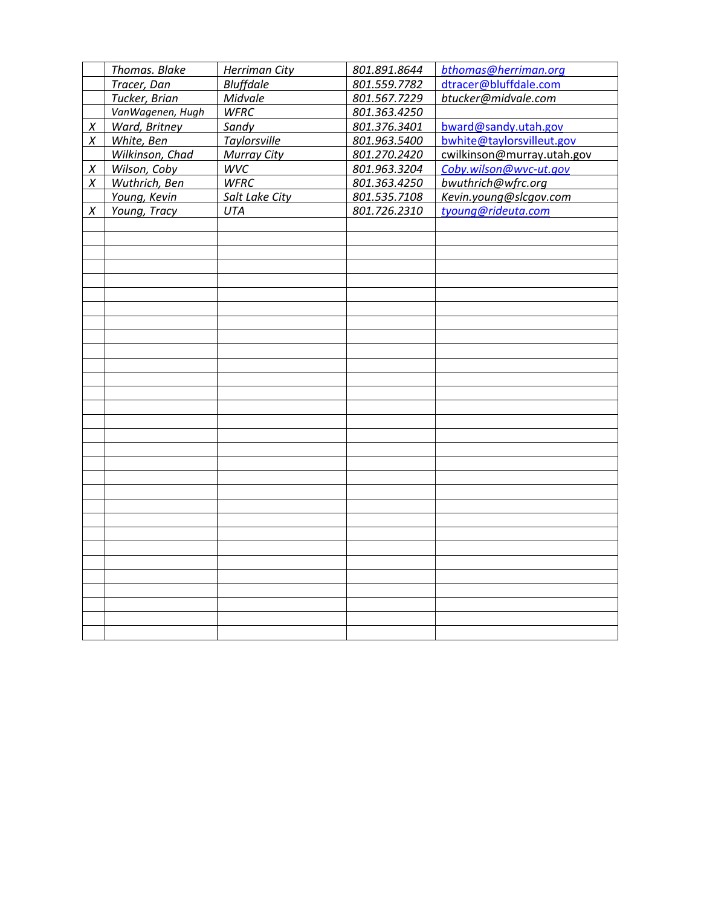| | | | | |
|---|---|---|---|---|
| | *Thomas. Blake* | *Herriman City* | *801.891.8644* | *bthomas@herriman.org* |
| | *Tracer, Dan* | *Bluffdale* | *801.559.7782* | dtracer@bluffdale.com |
| | *Tucker, Brian* | *Midvale* | *801.567.7229* | *btucker@midvale.com* |
| | *VanWagenen, Hugh* | *WFRC* | *801.363.4250* | |
| *X* | *Ward, Britney* | *Sandy* | *801.376.3401* | bward@sandy.utah.gov |
| *X* | *White, Ben* | *Taylorsville* | *801.963.5400* | bwhite@taylorsvilleut.gov |
| | *Wilkinson, Chad* | *Murray City* | *801.270.2420* | cwilkinson@murray.utah.gov |
| *X* | *Wilson, Coby* | *WVC* | *801.963.3204* | *Coby.wilson@wvc-ut.gov* |
| *X* | *Wuthrich, Ben* | *WFRC* | *801.363.4250* | *bwuthrich@wfrc.org* |
| | *Young, Kevin* | *Salt Lake City* | *801.535.7108* | *Kevin.young@slcgov.com* |
| *X* | *Young, Tracy* | *UTA* | *801.726.2310* | *tyoung@rideuta.com* |
| | | | | |
| | | | | |
| | | | | |
| | | | | |
| | | | | |
| | | | | |
| | | | | |
| | | | | |
| | | | | |
| | | | | |
| | | | | |
| | | | | |
| | | | | |
| | | | | |
| | | | | |
| | | | | |
| | | | | |
| | | | | |
| | | | | |
| | | | | |
| | | | | |
| | | | | |
| | | | | |
| | | | | |
| | | | | |
| | | | | |
| | | | | |
| | | | | |
| | | | | |